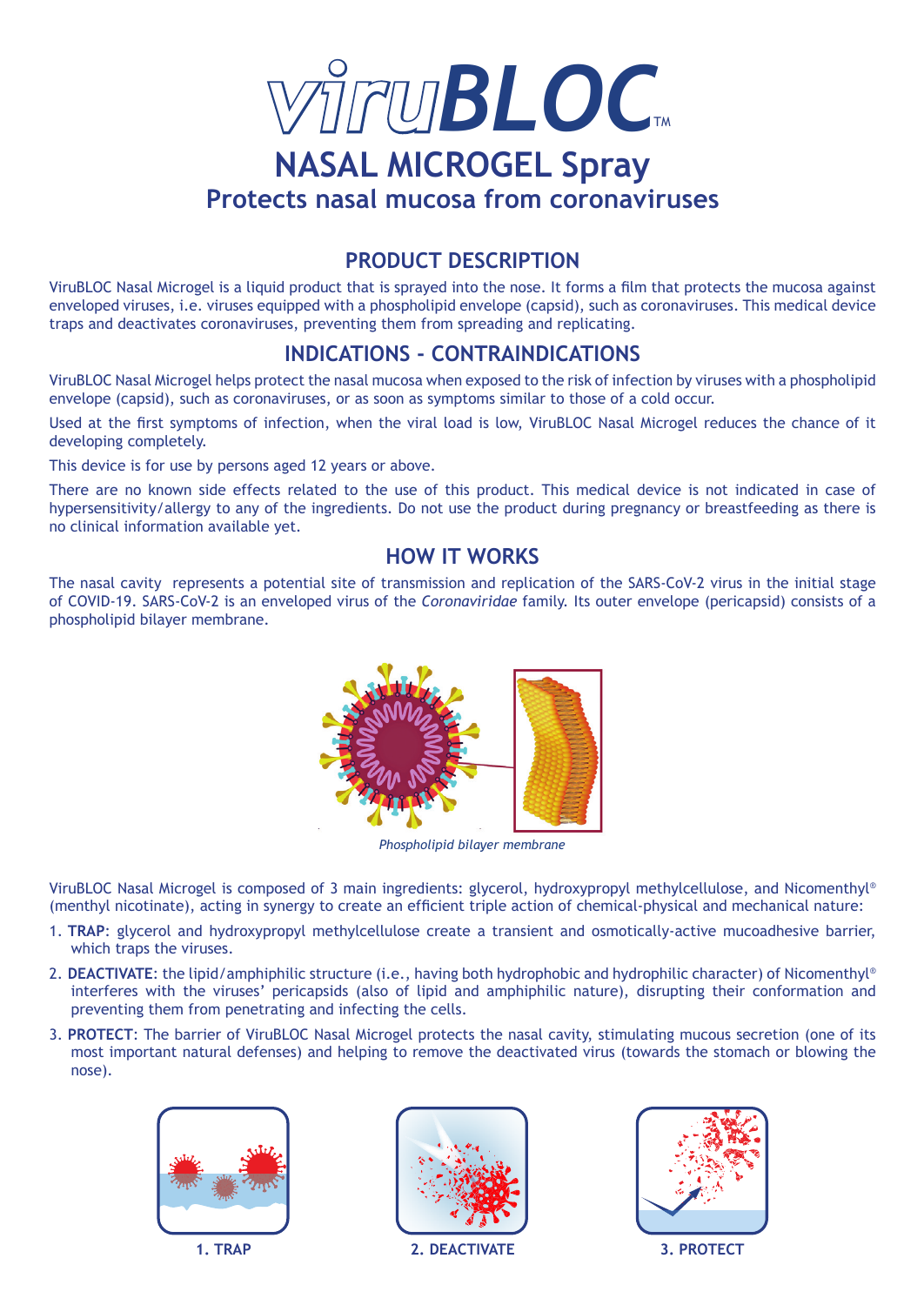# viruBLOC™

## NASAL MICROGEL Spray

### Protects nasal mucosa from coronaviruses

## PRODUCT DESCRIPTION

ViruBLOC Nasal Microgel is a liquid product that is sprayed into the nose. It forms a film that protects the mucosa against enveloped viruses, i.e. viruses equipped with a phospholipid envelope (capsid), such as coronaviruses. This medical device traps and deactivates coronaviruses, preventing them from spreading and replicating.

## INDICATIONS - CONTRAINDICATIONS

ViruBLOC Nasal Microgel helps protect the nasal mucosa when exposed to the risk of infection by viruses with a phospholipid envelope (capsid), such as coronaviruses, or as soon as symptoms similar to those of a cold occur.

Used at the first symptoms of infection, when the viral load is low, ViruBLOC Nasal Microgel reduces the chance of it developing completely.

This device is for use by persons aged 12 years or above.

There are no known side effects related to the use of this product. This medical device is not indicated in case of hypersensitivity/allergy to any of the ingredients. Do not use the product during pregnancy or breastfeeding as there is no clinical information available yet.

## HOW IT WORKS

The nasal cavity represents a potential site of transmission and replication of the SARS-CoV-2 virus in the initial stage of COVID-19. SARS-CoV-2 is an enveloped virus of the *Coronaviridae* family. Its outer envelope (pericapsid) consists of a phospholipid bilayer membrane.

*Phospholipid bilayer membrane*

ViruBLOC Nasal Microgel is composed of 3 main ingredients: glycerol, hydroxypropyl methylcellulose, and Nicomenthyl® (menthyl nicotinate), acting in synergy to create an efficient triple action of chemical-physical and mechanical nature:

1. **TRAP**: glycerol and hydroxypropyl methylcellulose create a transient and osmotically-active mucoadhesive barrier, which traps the viruses.
2. **DEACTIVATE**: the lipid/amphiphilic structure (i.e., having both hydrophobic and hydrophilic character) of Nicomenthyl® interferes with the viruses' pericapsids (also of lipid and amphiphilic nature), disrupting their conformation and preventing them from penetrating and infecting the cells.
3. **PROTECT**: The barrier of ViruBLOC Nasal Microgel protects the nasal cavity, stimulating mucous secretion (one of its most important natural defenses) and helping to remove the deactivated virus (towards the stomach or blowing the nose).

1. TRAP 2. DEACTIVATE 3. PROTECT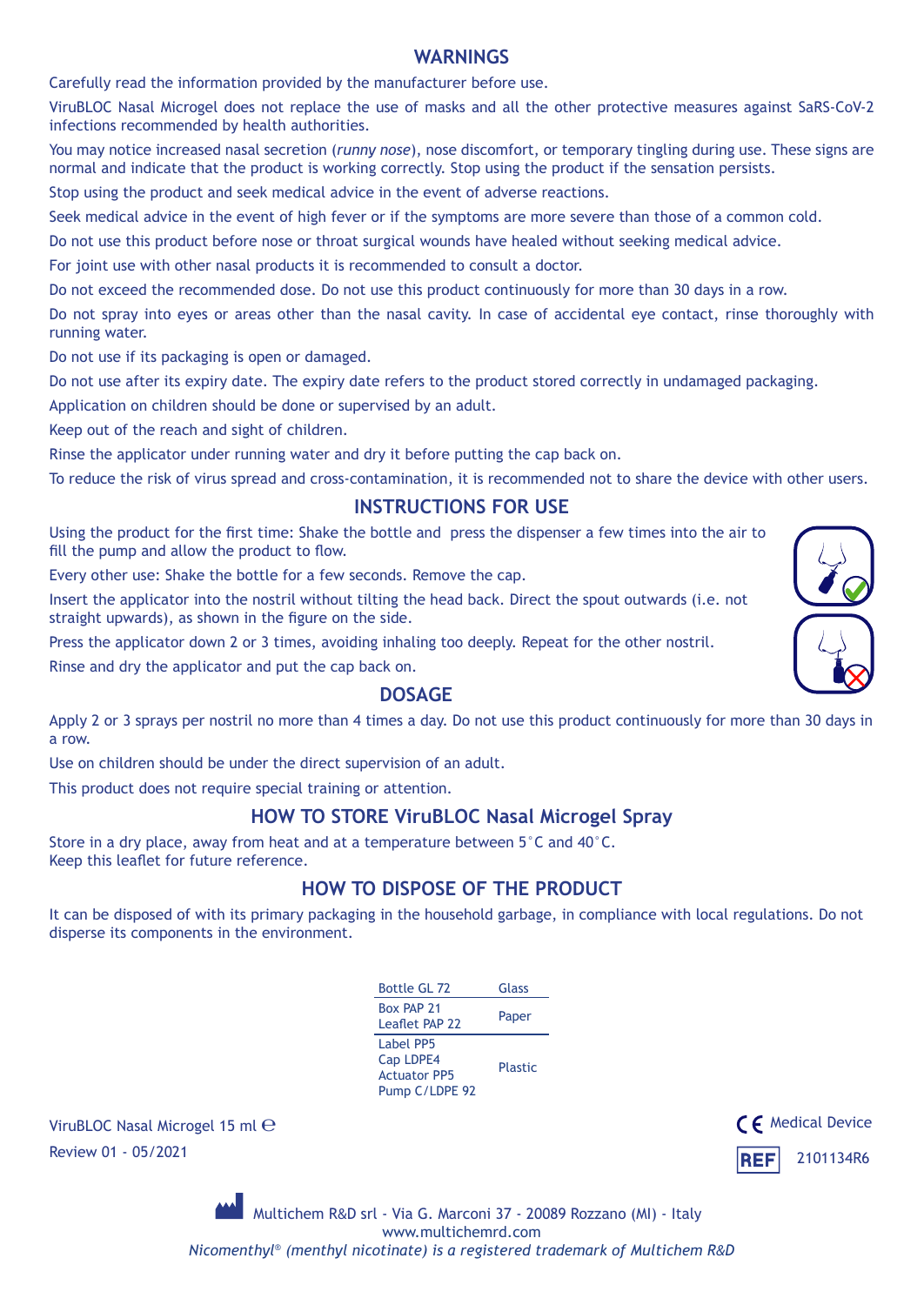## WARNINGS

Carefully read the information provided by the manufacturer before use.

ViruBLOC Nasal Microgel does not replace the use of masks and all the other protective measures against SaRS-CoV-2 infections recommended by health authorities.

You may notice increased nasal secretion (*runny nose*), nose discomfort, or temporary tingling during use. These signs are normal and indicate that the product is working correctly. Stop using the product if the sensation persists.

Stop using the product and seek medical advice in the event of adverse reactions.

Seek medical advice in the event of high fever or if the symptoms are more severe than those of a common cold.

Do not use this product before nose or throat surgical wounds have healed without seeking medical advice.

For joint use with other nasal products it is recommended to consult a doctor.

Do not exceed the recommended dose. Do not use this product continuously for more than 30 days in a row.

Do not spray into eyes or areas other than the nasal cavity. In case of accidental eye contact, rinse thoroughly with running water.

Do not use if its packaging is open or damaged.

Do not use after its expiry date. The expiry date refers to the product stored correctly in undamaged packaging.

Application on children should be done or supervised by an adult.

Keep out of the reach and sight of children.

Rinse the applicator under running water and dry it before putting the cap back on.

To reduce the risk of virus spread and cross-contamination, it is recommended not to share the device with other users.

## INSTRUCTIONS FOR USE

Using the product for the first time: Shake the bottle and press the dispenser a few times into the air to fill the pump and allow the product to flow.

Every other use: Shake the bottle for a few seconds. Remove the cap.

Insert the applicator into the nostril without tilting the head back. Direct the spout outwards (i.e. not straight upwards), as shown in the figure on the side.

Press the applicator down 2 or 3 times, avoiding inhaling too deeply. Repeat for the other nostril.

Rinse and dry the applicator and put the cap back on.

## DOSAGE

Apply 2 or 3 sprays per nostril no more than 4 times a day. Do not use this product continuously for more than 30 days in a row.

Use on children should be under the direct supervision of an adult.

This product does not require special training or attention.

## HOW TO STORE ViruBLOC Nasal Microgel Spray

Store in a dry place, away from heat and at a temperature between 5°C and 40°C.
Keep this leaflet for future reference.

## HOW TO DISPOSE OF THE PRODUCT

It can be disposed of with its primary packaging in the household garbage, in compliance with local regulations. Do not disperse its components in the environment.

| | |
|---|---|
| Bottle GL 72 | Glass |
| Box PAP 21<br>Leaflet PAP 22 | Paper |
| Label PP5<br>Cap LDPE4<br>Actuator PP5<br>Pump C/LDPE 92 | Plastic |

ViruBLOC Nasal Microgel 15 ml ℮

Review 01 - 05/2021

CE Medical Device

REF 2101134R6

Multichem R&D srl - Via G. Marconi 37 - 20089 Rozzano (MI) - Italy
www.multichemrd.com
*Nicomenthyl® (menthyl nicotinate) is a registered trademark of Multichem R&D*